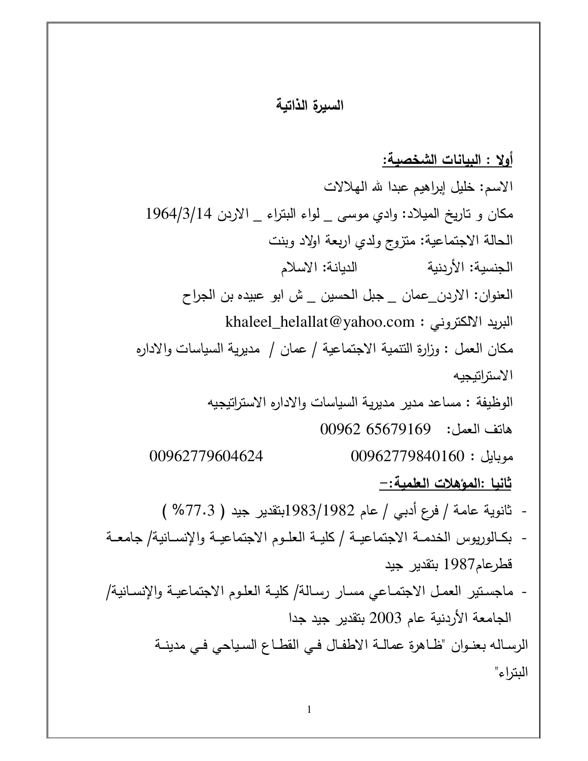# السيرة الذاتية

**أولا : البيانات الشخصية:**

الاسم: خليل إبراهيم عبدا لله الهلالات

مكان و تاريخ الميلاد: وادي موسى _ لواء البتراء _ الاردن 1964/3/14

الحالة الاجتماعية: متزوج ولدي اربعة اولاد وبنت

الجنسية: الأردنية          الديانة: الاسلام

العنوان: الاردن_عمان _ جبل الحسين _ ش ابو عبيده بن الجراح

البريد الالكتروني : khaleel_helallat@yahoo.com

مكان العمل : وزارة التنمية الاجتماعية / عمان / مديرية السياسات والاداره الاستراتيجيه

الوظيفة : مساعد مدير مديرية السياسات والاداره الاستراتيجيه

هاتف العمل: 00962 65679169

موبايل : 00962779840160          00962779604624

**ثانيا :المؤهلات العلمية:-**

- ثانوية عامة / فرع أدبي / عام 1983/1982بتقدير جيد ( 77.3% )
- بكالوريوس الخدمة الاجتماعية / كلية العلوم الاجتماعية والإنسانية/ جامعة قطرعام1987 بتقدير جيد
- ماجستير العمل الاجتماعي مسار رسالة/ كلية العلوم الاجتماعية والإنسانية/ الجامعة الأردنية عام 2003 بتقدير جيد جدا

الرسالة بعنوان "ظاهرة عمالة الاطفال في القطاع السياحي في مدينة البتراء"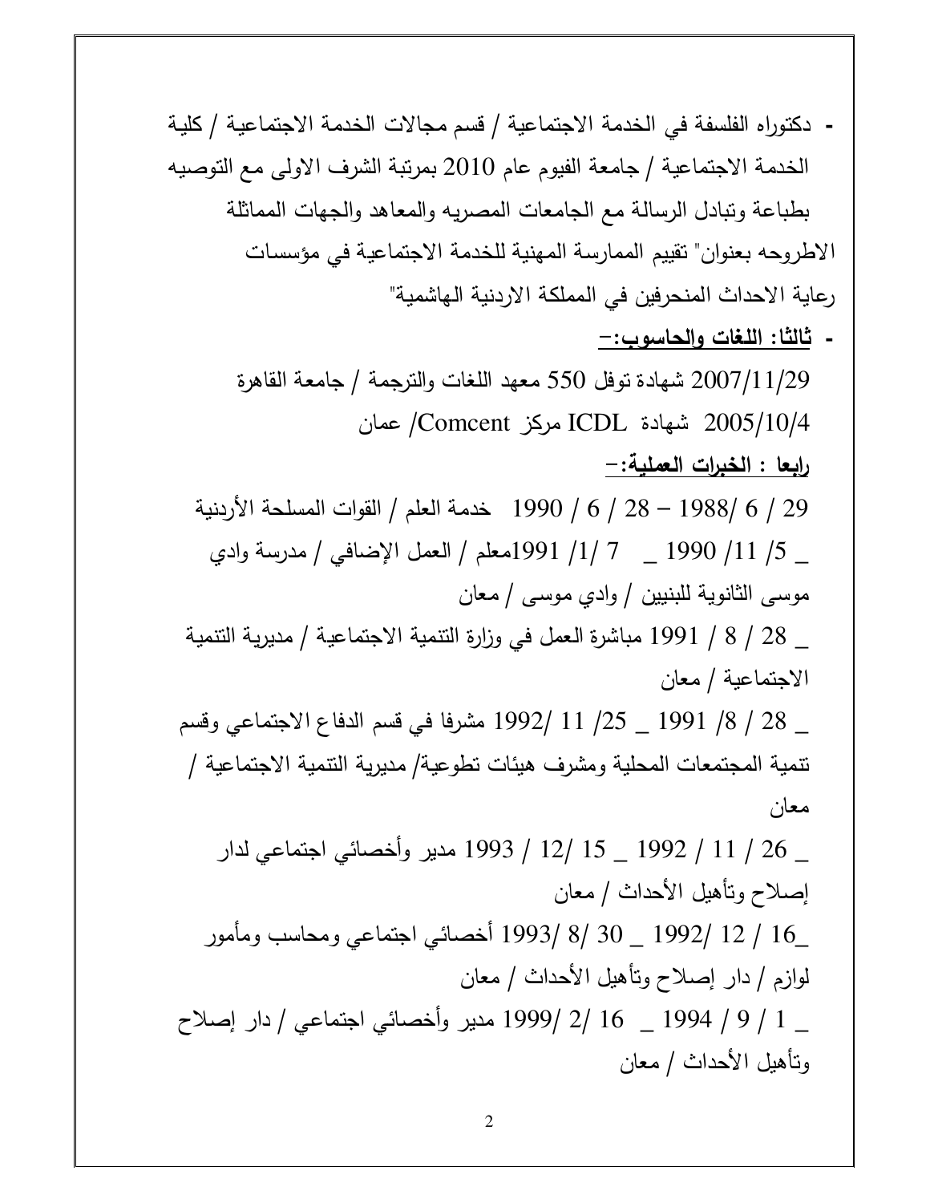- دكتوراه الفلسفة في الخدمة الاجتماعية / قسم مجالات الخدمة الاجتماعية / كلية الخدمة الاجتماعية / جامعة الفيوم عام 2010 بمرتبة الشرف الاولى مع التوصيه بطباعة وتبادل الرسالة مع الجامعات المصريه والمعاهد والجهات المماثلة الاطروحه بعنوان" تقييم الممارسة المهنية للخدمة الاجتماعية في مؤسسات رعاية الاحداث المنحرفين في المملكة الاردنية الهاشمية"

- **ثالثا: اللغات والحاسوب:-**

2007/11/29 شهادة توفل 550 معهد اللغات والترجمة / جامعة القاهرة

2005/10/4 شهادة ICDL مركز Comcent/ عمان

**رابعا : الخبرات العملية:-**

29 / 6 /1988 – 28 / 6 / 1990 خدمة العلم / القوات المسلحة الأردنية

_ 5/ 11/ 1990 _ 7 /1/ 1991معلم / العمل الإضافي / مدرسة وادي موسى الثانوية للبنيين / وادي موسى / معان

_ 28 / 8 / 1991 مباشرة العمل في وزارة التنمية الاجتماعية / مديرية التنمية الاجتماعية / معان

_ 28 / 8/ 1991 _ 25/ 11 /1992 مشرفا في قسم الدفاع الاجتماعي وقسم تنمية المجتمعات المحلية ومشرف هيئات تطوعية/ مديرية التنمية الاجتماعية / معان

_ 26 / 11 / 1992 _ 15 /12 / 1993 مدير وأخصائي اجتماعي لدار إصلاح وتأهيل الأحداث / معان

_16 / 12 /1992 _ 30 /8 /1993 أخصائي اجتماعي ومحاسب ومأمور لوازم / دار إصلاح وتأهيل الأحداث / معان

_ 1 / 9 / 1994 _ 16 /2 /1999 مدير وأخصائي اجتماعي / دار إصلاح وتأهيل الأحداث / معان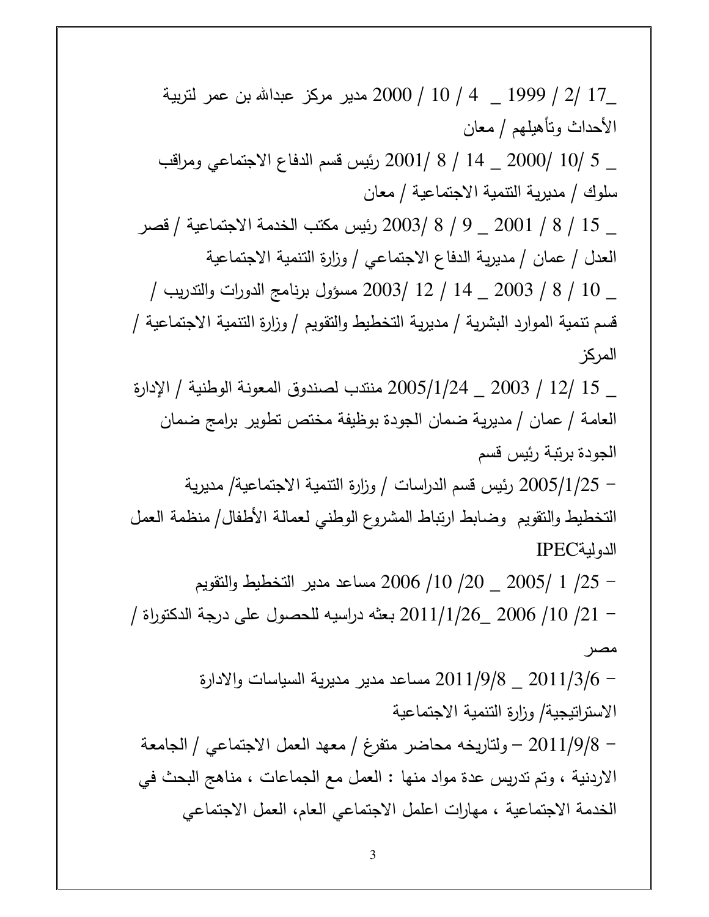_17 /2 / 1999 _ 4 / 10 / 2000 مدير مركز عبدالله بن عمر لتربية الأحداث وتأهيلهم / معان

_ 5 /10 /2000 _ 14 / 8 /2001 رئيس قسم الدفاع الاجتماعي ومراقب سلوك / مديرية التنمية الاجتماعية / معان

_ 15 / 8 / 2001 _ 9 / 8 /2003 رئيس مكتب الخدمة الاجتماعية / قصر العدل / عمان / مديرية الدفاع الاجتماعي / وزارة التنمية الاجتماعية

_ 10 / 8 / 2003 _ 14 / 12 /2003 مسؤول برنامج الدورات والتدريب / قسم تنمية الموارد البشرية / مديرية التخطيط والتقويم / وزارة التنمية الاجتماعية / المركز

_ 15 /12 / 2003 _ 2005/1/24 منتدب لصندوق المعونة الوطنية / الإدارة العامة / عمان / مديرية ضمان الجودة بوظيفة مختص تطوير برامج ضمان الجودة برتبة رئيس قسم

– 2005/1/25 رئيس قسم الدراسات / وزارة التنمية الاجتماعية/ مديرية التخطيط والتقويم وضابط ارتباط المشروع الوطني لعمالة الأطفال/ منظمة العمل الدوليةIPEC

– 25/ 1 /2005 _ 20/ 10/ 2006 مساعد مدير التخطيط والتقويم

– 21/ 10/ 2006 _2011/1/26 بعثه دراسيه للحصول على درجة الدكتوراة / مصر

– 2011/3/6 _ 2011/9/8 مساعد مدير مديرية السياسات والادارة الاستراتيجية/ وزارة التنمية الاجتماعية

– 2011/9/8 – ولتاريخه محاضر متفرغ / معهد العمل الاجتماعي / الجامعة الاردنية ، وتم تدريس عدة مواد منها : العمل مع الجماعات ، مناهج البحث في الخدمة الاجتماعية ، مهارات اعلمل الاجتماعي العام، العمل الاجتماعي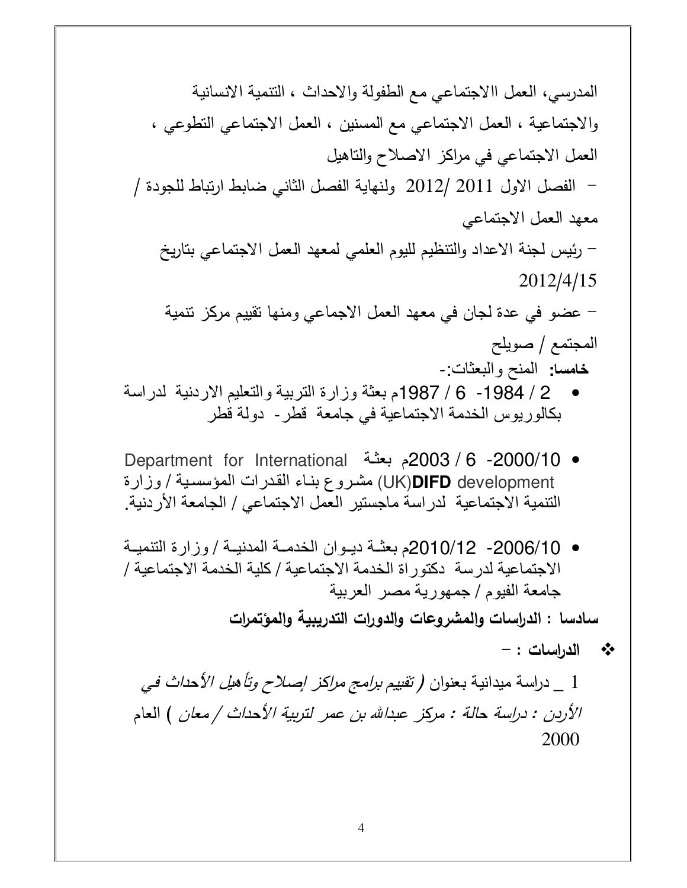المدرسي، العمل االاجتماعي مع الطفولة والاحداث ، التنمية الانسانية والاجتماعية ، العمل الاجتماعي مع المسنين ، العمل الاجتماعي التطوعي ، العمل الاجتماعي في مراكز الاصلاح والتاهيل

- الفصل الاول 2011 /2012 ولنهاية الفصل الثاني ضابط ارتباط للجودة / معهد العمل الاجتماعي
- رئيس لجنة الاعداد والتنظيم لليوم العلمي لمعهد العمل الاجتماعي بتاريخ 2012/4/15
- عضو في عدة لجان في معهد العمل الاجماعي ومنها تقييم مركز تنمية المجتمع / صويلح

**خامسا:** المنح والبعثات:-

- 2 / 1984- 6 / 1987م بعثة وزارة التربية والتعليم الاردنية لدراسة بكالوريوس الخدمة الاجتماعية في جامعة قطر- دولة قطر
- 2000/10- 6 / 2003م بعثة Department for International development **DIFD**(UK) مشروع بناء القدرات المؤسسية / وزارة التنمية الاجتماعية لدراسة ماجستير العمل الاجتماعي / الجامعة الأردنية.
- 2006/10- 2010/12م بعثة ديوان الخدمة المدنية / وزارة التنمية الاجتماعية لدرسة دكتوراة الخدمة الاجتماعية / كلية الخدمة الاجتماعية / جامعة الفيوم / جمهورية مصر العربية

**سادسا : الدراسات والمشروعات والدورات التدريبية والمؤتمرات**

❖ **الدراسات : -**

1 _ دراسة ميدانية بعنوان *( تقييم برامج مراكز إصلاح وتأهيل الأحداث في الأردن : دراسة حالة : مركز عبدالله بن عمر لتربية الأحداث / معان )* العام 2000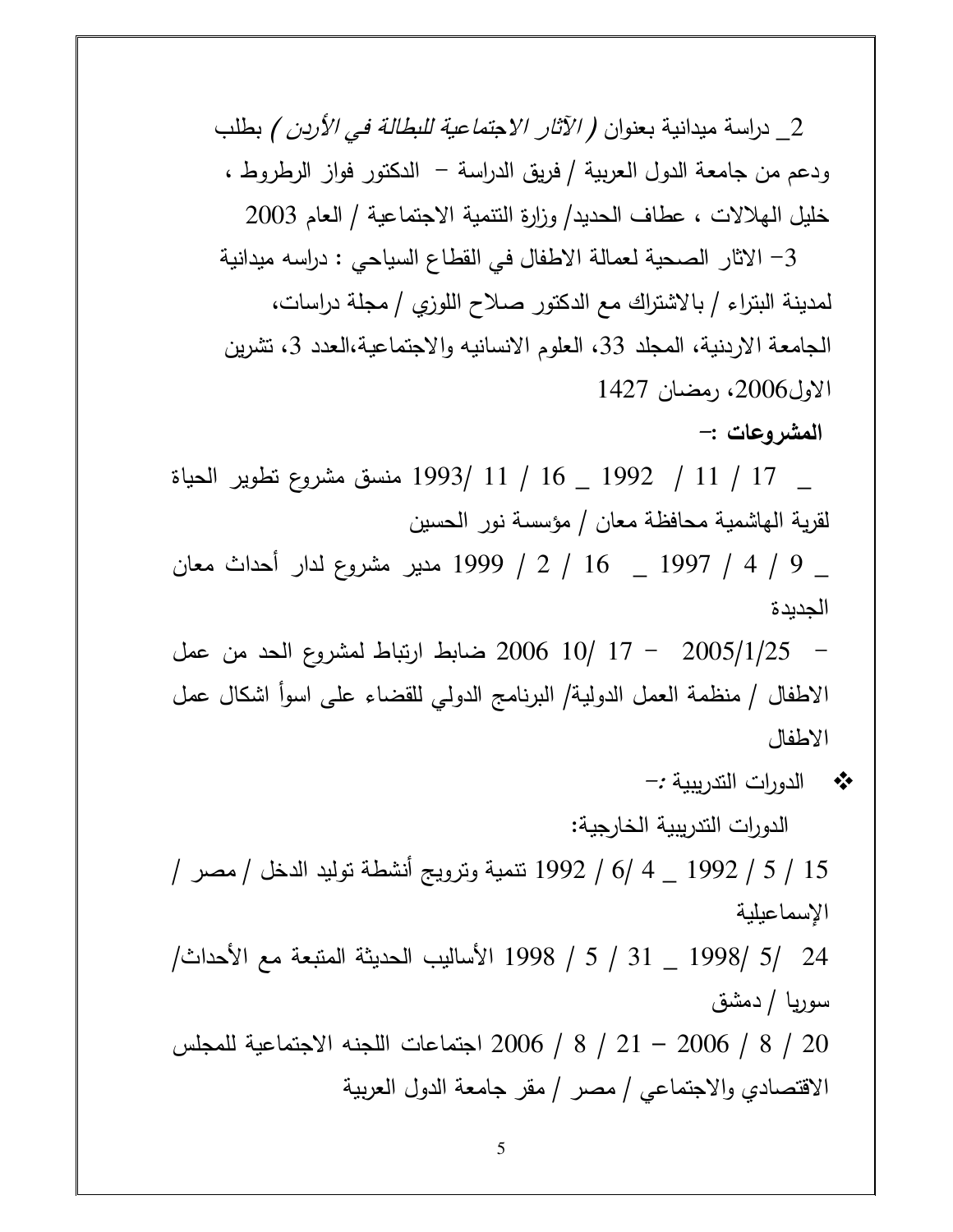2_ دراسة ميدانية بعنوان *( الآثار الاجتماعية للبطالة في الأردن )* بطلب ودعم من جامعة الدول العربية / فريق الدراسة – الدكتور فواز الرطروط ، خليل الهلالات ، عطاف الحديد/ وزارة التنمية الاجتماعية / العام 2003

3- الاثار الصحية لعمالة الاطفال في القطاع السياحي : دراسه ميدانية لمدينة البتراء / بالاشتراك مع الدكتور صلاح اللوزي / مجلة دراسات، الجامعة الاردنية، المجلد 33، العلوم الانسانيه والاجتماعية،العدد 3، تشرين الاول2006، رمضان 1427

**المشروعات :-**

_ 17 / 11 / 1992 _ 16 / 11 /1993 منسق مشروع تطوير الحياة لقرية الهاشمية محافظة معان / مؤسسة نور الحسين

_ 9 / 4 / 1997 _ 16 / 2 / 1999 مدير مشروع لدار أحداث معان الجديدة

- 2005/1/25 - 17 /10 2006 ضابط ارتباط لمشروع الحد من عمل الاطفال / منظمة العمل الدولية/ البرنامج الدولي للقضاء على اسوأ اشكال عمل الاطفال

❖ الدورات التدريبية :-

الدورات التدريبية الخارجية:

15 / 5 / 1992 _ 4 /6 / 1992 تنمية وترويج أنشطة توليد الدخل / مصر / الإسماعيلية

24 /5 /1998 _ 31 / 5 / 1998 الأساليب الحديثة المتبعة مع الأحداث/ سوريا / دمشق

20 / 8 / 2006 – 21 / 8 / 2006 اجتماعات اللجنه الاجتماعية للمجلس الاقتصادي والاجتماعي / مصر / مقر جامعة الدول العربية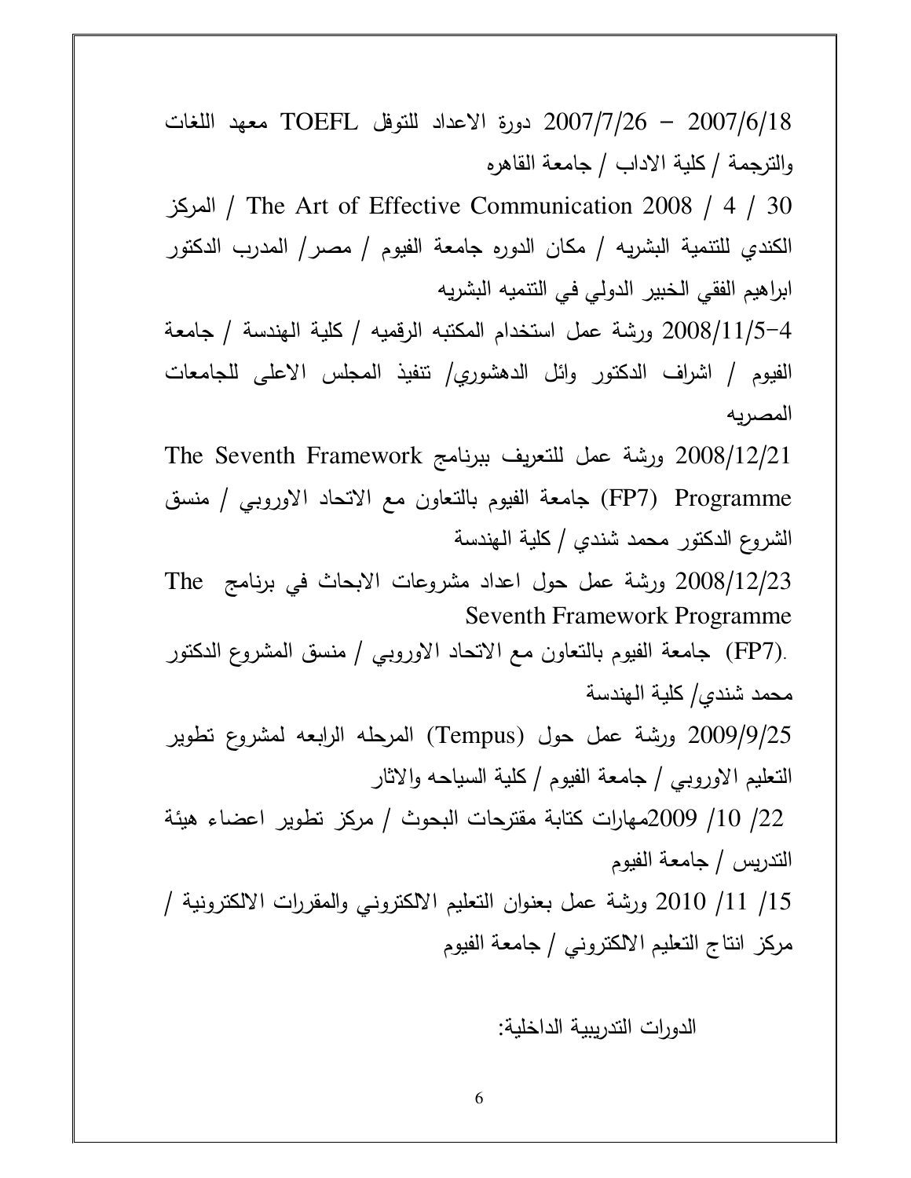2007/6/18 – 2007/7/26 دورة الاعداد للتوفل TOEFL معهد اللغات والترجمة / كلية الاداب / جامعة القاهره

30 / 4 / 2008 The Art of Effective Communication / المركز الكندي للتنمية البشريه / مكان الدوره جامعة الفيوم / مصر/ المدرب الدكتور ابراهيم الفقي الخبير الدولي في التنميه البشريه

4-2008/11/5 ورشة عمل استخدام المكتبه الرقميه / كلية الهندسة / جامعة الفيوم / اشراف الدكتور وائل الدهشوري/ تنفيذ المجلس الاعلى للجامعات المصريه

2008/12/21 ورشة عمل للتعريف ببرنامج The Seventh Framework Programme (FP7) جامعة الفيوم بالتعاون مع الاتحاد الاوروبي / منسق الشروع الدكتور محمد شندي / كلية الهندسة

2008/12/23 ورشة عمل حول اعداد مشروعات الابحاث في برنامج The Seventh Framework Programme (FP7). جامعة الفيوم بالتعاون مع الاتحاد الاوروبي / منسق المشروع الدكتور محمد شندي/ كلية الهندسة

2009/9/25 ورشة عمل حول (Tempus) المرحله الرابعه لمشروع تطوير التعليم الاوروبي / جامعة الفيوم / كلية السياحه والاثار

22/ 10/ 2009مهارات كتابة مقترحات البحوث / مركز تطوير اعضاء هيئة التدريس / جامعة الفيوم

15/ 11/ 2010 ورشة عمل بعنوان التعليم الالكتروني والمقررات الالكترونية / مركز انتاج التعليم الالكتروني / جامعة الفيوم

الدورات التدريبية الداخلية: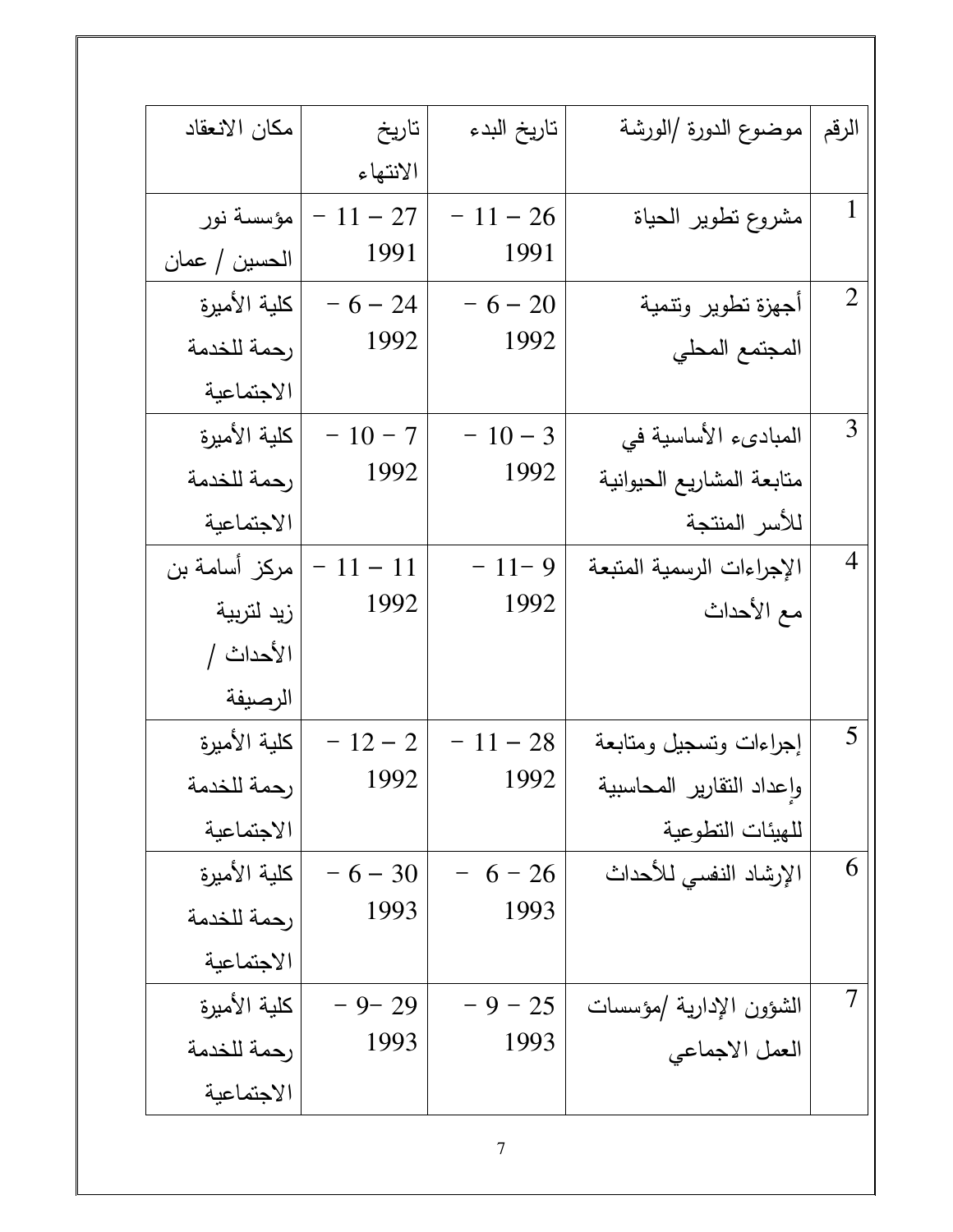| الرقم | موضوع الدورة /الورشة | تاريخ البدء | تاريخ الانتهاء | مكان الانعقاد |
|---|---|---|---|---|
| 1 | مشروع تطوير الحياة | 26 – 11 – 1991 | 27 – 11 – 1991 | مؤسسة نور الحسين / عمان |
| 2 | أجهزة تطوير وتنمية المجتمع المحلي | 20 – 6 – 1992 | 24 – 6 – 1992 | كلية الأميرة رحمة للخدمة الاجتماعية |
| 3 | المبادىء الأساسية في متابعة المشاريع الحيوانية للأسر المنتجة | 3 – 10 – 1992 | 7 – 10 – 1992 | كلية الأميرة رحمة للخدمة الاجتماعية |
| 4 | الإجراءات الرسمية المتبعة مع الأحداث | 9 –11 – 1992 | 11 – 11 – 1992 | مركز أسامة بن زيد لتربية الأحداث / الرصيفة |
| 5 | إجراءات وتسجيل ومتابعة وإعداد التقارير المحاسبية للهيئات التطوعية | 28 – 11 – 1992 | 2 – 12 – 1992 | كلية الأميرة رحمة للخدمة الاجتماعية |
| 6 | الإرشاد النفسي للأحداث | 26 – 6 – 1993 | 30 – 6 – 1993 | كلية الأميرة رحمة للخدمة الاجتماعية |
| 7 | الشؤون الإدارية /مؤسسات العمل الاجماعي | 25 – 9 – 1993 | 29 –9 – 1993 | كلية الأميرة رحمة للخدمة الاجتماعية |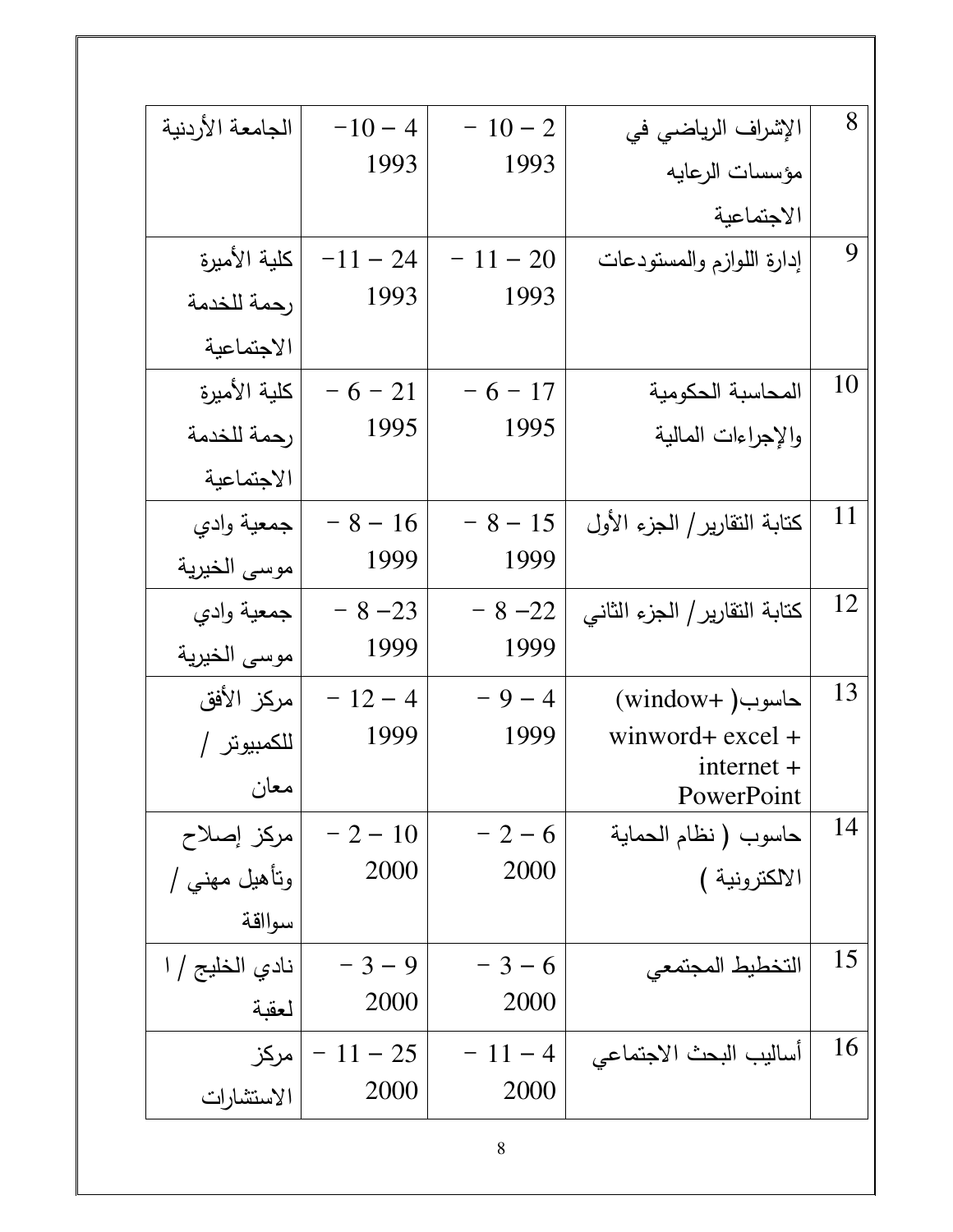| 8 | الإشراف الرياضي في مؤسسات الرعايه الاجتماعية | 2 – 10 – 1993 | 4 – 10– 1993 | الجامعة الأردنية |
|---|---|---|---|---|
| 9 | إدارة اللوازم والمستودعات | 20 – 11 – 1993 | 24 – 11– 1993 | كلية الأميرة رحمة للخدمة الاجتماعية |
| 10 | المحاسبة الحكومية والإجراءات المالية | 17 – 6 – 1995 | 21 – 6 – 1995 | كلية الأميرة رحمة للخدمة الاجتماعية |
| 11 | كتابة التقارير/ الجزء الأول | 15 – 8 – 1999 | 16 – 8 – 1999 | جمعية وادي موسى الخيرية |
| 12 | كتابة التقارير/ الجزء الثاني | 22– 8 – 1999 | 23– 8 – 1999 | جمعية وادي موسى الخيرية |
| 13 | حاسوب( window+ winword+ excel + internet + PowerPoint) | 4 – 9 – 1999 | 4 – 12 – 1999 | مركز الأفق للكمبيوتر / معان |
| 14 | حاسوب ( نظام الحماية الالكترونية ) | 6 – 2 – 2000 | 10 – 2 – 2000 | مركز إصلاح وتأهيل مهني / سواقة |
| 15 | التخطيط المجتمعي | 6 – 3 – 2000 | 9 – 3 – 2000 | نادي الخليج / العقبة |
| 16 | أساليب البحث الاجتماعي | 4 – 11 – 2000 | 25 – 11 – 2000 | مركز الاستشارات |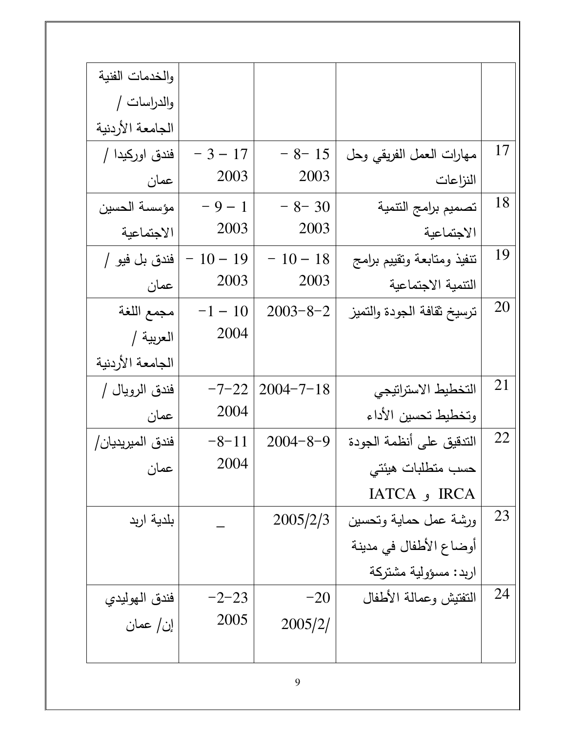| | | | | |
|---|---|---|---|---|
| | | | | والخدمات الفنية والدراسات / الجامعة الأردنية |
| 17 | مهارات العمل الفريقي وحل النزاعات | 15 -8 - 2003 | 17 - 3 - 2003 | فندق اوركيدا / عمان |
| 18 | تصميم برامج التنمية الاجتماعية | 30 -8 - 2003 | 1 - 9 - 2003 | مؤسسة الحسين الاجتماعية |
| 19 | تنفيذ ومتابعة وتقييم برامج التنمية الاجتماعية | 18 - 10 - 2003 | 19 - 10 - 2003 | فندق بل فيو / عمان |
| 20 | ترسيخ ثقافة الجودة والتميز | 2003-8-2 | 10 - 1- 2004 | مجمع اللغة العربية / الجامعة الأردنية |
| 21 | التخطيط الاستراتيجي وتخطيط تحسين الأداء | 2004-7-18 | 22-7- 2004 | فندق الرويال / عمان |
| 22 | التدقيق على أنظمة الجودة حسب متطلبات هيئتي IRCA و IATCA | 2004-8-9 | 11-8- 2004 | فندق الميريديان/ عمان |
| 23 | ورشة عمل حماية وتحسين أوضاع الأطفال في مدينة اربد: مسؤولية مشتركة | 2005/2/3 | _ | بلدية اربد |
| 24 | التفتيش وعمالة الأطفال | 20- 2005/2/ | 23-2- 2005 | فندق الهوليدي إن/ عمان |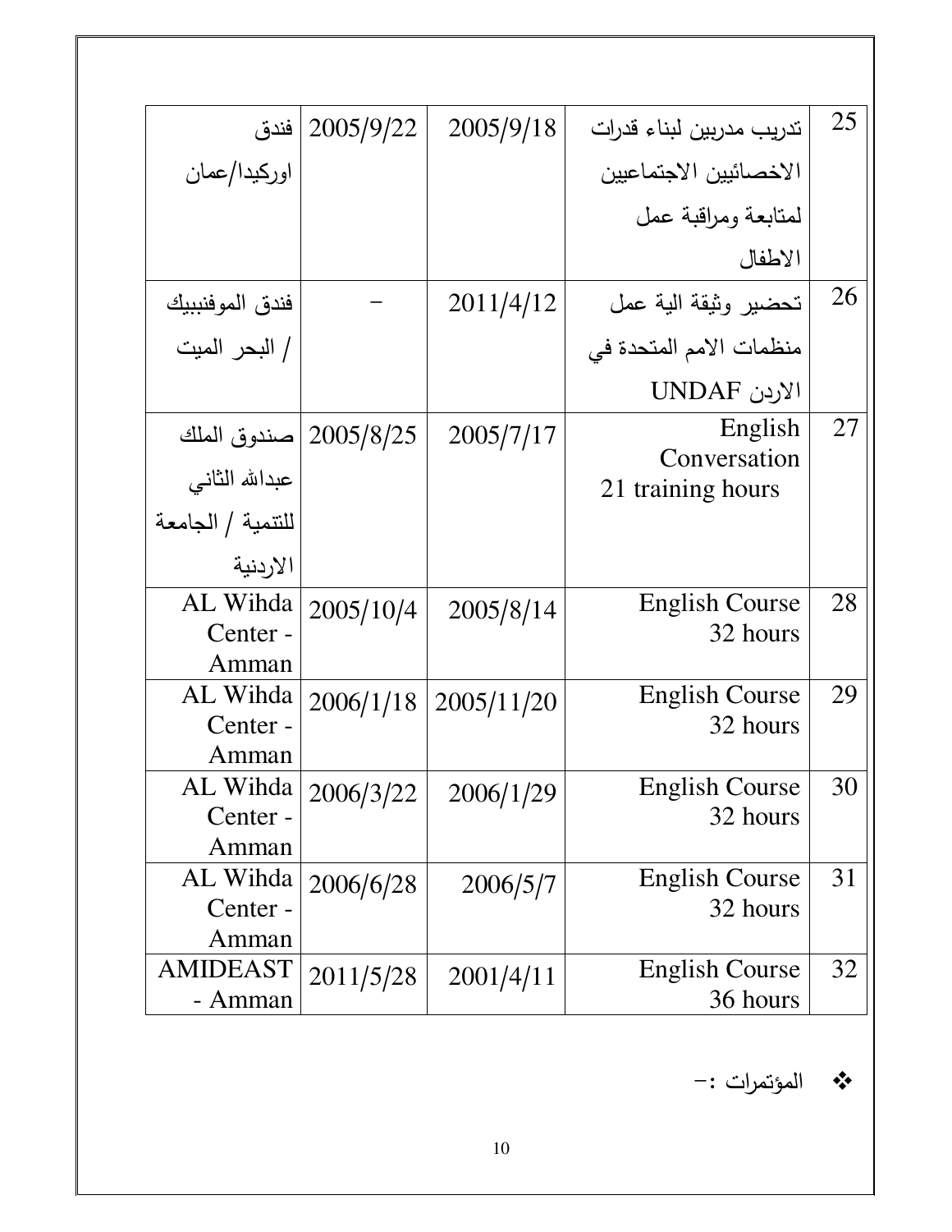| 25 | تدريب مدربين لبناء قدرات الاخصائيين الاجتماعيين لمتابعة ومراقبة عمل الاطفال | 2005/9/18 | 2005/9/22 | فندق اوركيدا/عمان |
|---|---|---|---|---|
| 26 | تحضير وثيقة الية عمل منظمات الامم المتحدة في الاردن UNDAF | 2011/4/12 | - | فندق الموفنبيك / البحر الميت |
| 27 | English Conversation 21 training hours | 2005/7/17 | 2005/8/25 | صندوق الملك عبدالله الثاني للتنمية / الجامعة الاردنية |
| 28 | English Course 32 hours | 2005/8/14 | 2005/10/4 | AL Wihda Center - Amman |
| 29 | English Course 32 hours | 2005/11/20 | 2006/1/18 | AL Wihda Center - Amman |
| 30 | English Course 32 hours | 2006/1/29 | 2006/3/22 | AL Wihda Center - Amman |
| 31 | English Course 32 hours | 2006/5/7 | 2006/6/28 | AL Wihda Center - Amman |
| 32 | English Course 36 hours | 2001/4/11 | 2011/5/28 | AMIDEAST - Amman |

❖ المؤتمرات :-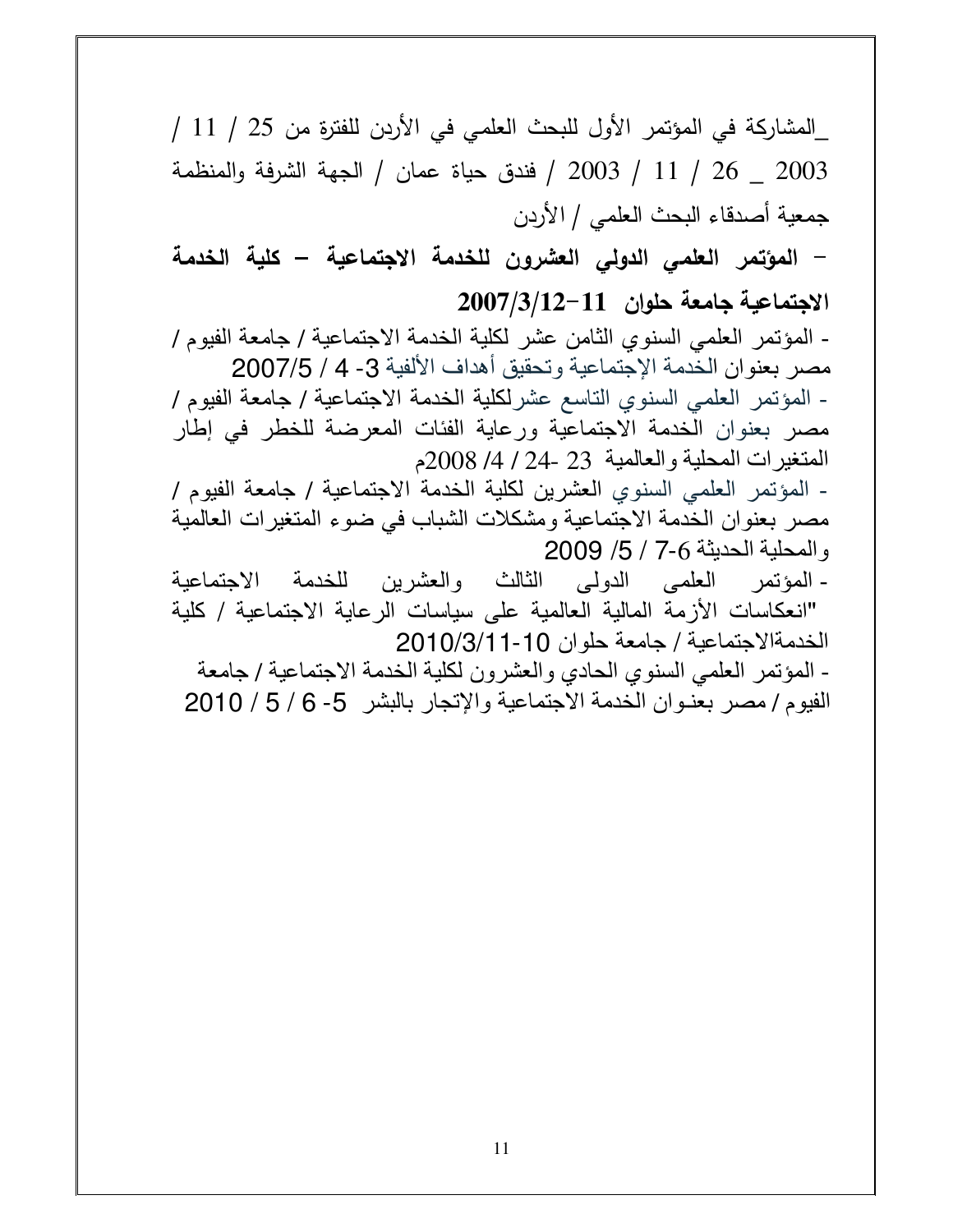_المشاركة في المؤتمر الأول للبحث العلمي في الأردن للفترة من 25 / 11 / 2003 _ 26 / 11 / 2003 / فندق حياة عمان / الجهة الشرفة والمنظمة جمعية أصدقاء البحث العلمي / الأردن

**– المؤتمر العلمي الدولي العشرون للخدمة الاجتماعية – كلية الخدمة الاجتماعية جامعة حلوان 11–2007/3/12**

- المؤتمر العلمي السنوي الثامن عشر لكلية الخدمة الاجتماعية / جامعة الفيوم / مصر بعنوان الخدمة الإجتماعية وتحقيق أهداف الألفية 3- 4 / 2007/5

- المؤتمر العلمي السنوي التاسع عشرلكلية الخدمة الاجتماعية / جامعة الفيوم / مصر بعنوان الخدمة الاجتماعية ورعاية الفئات المعرضة للخطر في إطار المتغيرات المحلية والعالمية 23 -24 / 4/ 2008م

- المؤتمر العلمي السنوي العشرين لكلية الخدمة الاجتماعية / جامعة الفيوم / مصر بعنوان الخدمة الاجتماعية ومشكلات الشباب في ضوء المتغيرات العالمية والمحلية الحديثة 6-7 / 5/ 2009

- المؤتمر العلمى الدولى الثالث والعشرين للخدمة الاجتماعية "انعكاسات الأزمة المالية العالمية على سياسات الرعاية الاجتماعية / كلية الخدمةالاجتماعية / جامعة حلوان 10-2010/3/11

- المؤتمر العلمي السنوي الحادي والعشرون لكلية الخدمة الاجتماعية / جامعة الفيوم / مصر بعنـوان الخدمة الاجتماعية والإتجار بالبشر 5- 6 / 5 / 2010